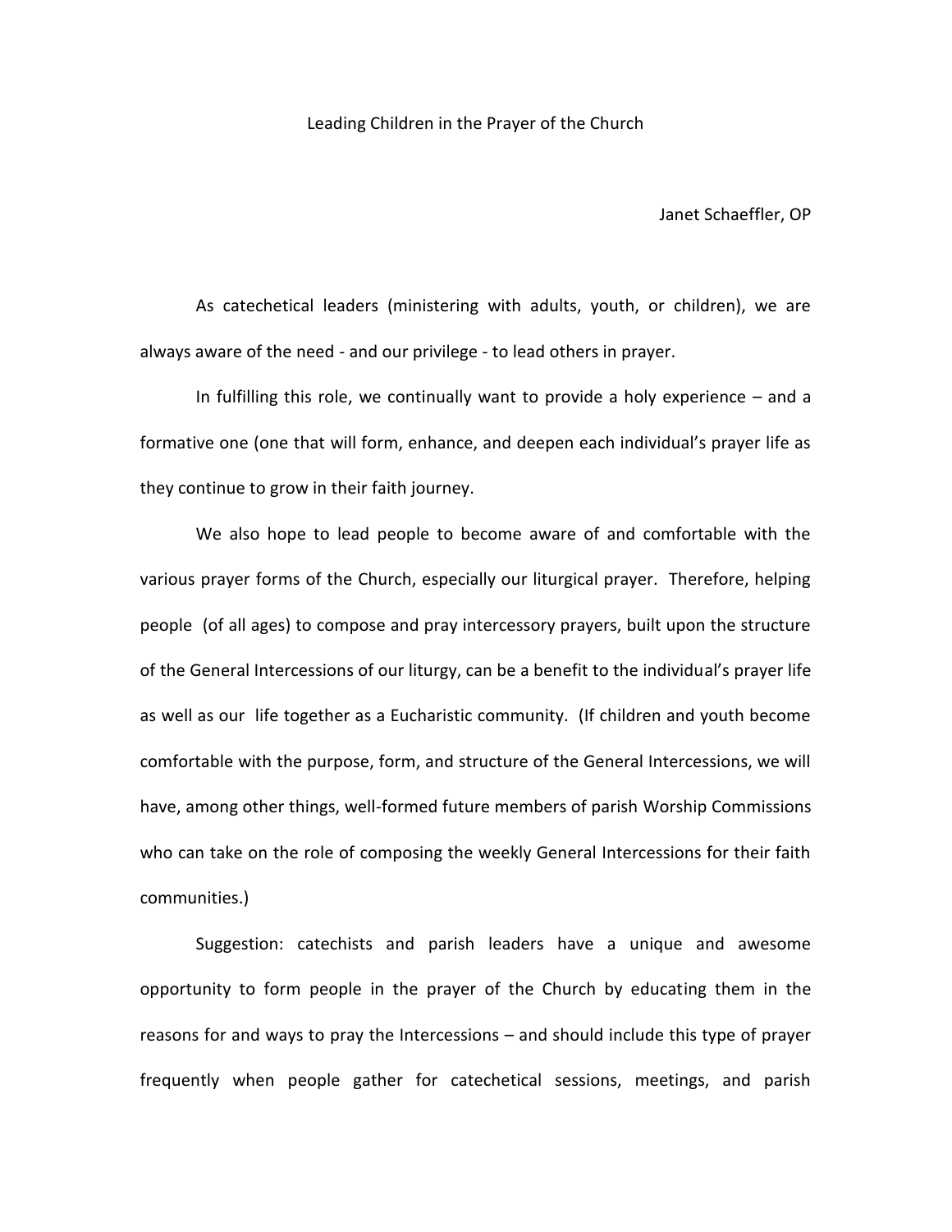# Leading Children in the Prayer of the Church

Janet Schaeffler, OP

As catechetical leaders (ministering with adults, youth, or children), we are always aware of the need - and our privilege - to lead others in prayer.

In fulfilling this role, we continually want to provide a holy experience – and a formative one (one that will form, enhance, and deepen each individual's prayer life as they continue to grow in their faith journey.

We also hope to lead people to become aware of and comfortable with the various prayer forms of the Church, especially our liturgical prayer. Therefore, helping people (of all ages) to compose and pray intercessory prayers, built upon the structure of the General Intercessions of our liturgy, can be a benefit to the individual's prayer life as well as our life together as a Eucharistic community. (If children and youth become comfortable with the purpose, form, and structure of the General Intercessions, we will have, among other things, well-formed future members of parish Worship Commissions who can take on the role of composing the weekly General Intercessions for their faith communities.)

Suggestion: catechists and parish leaders have a unique and awesome opportunity to form people in the prayer of the Church by educating them in the reasons for and ways to pray the Intercessions – and should include this type of prayer frequently when people gather for catechetical sessions, meetings, and parish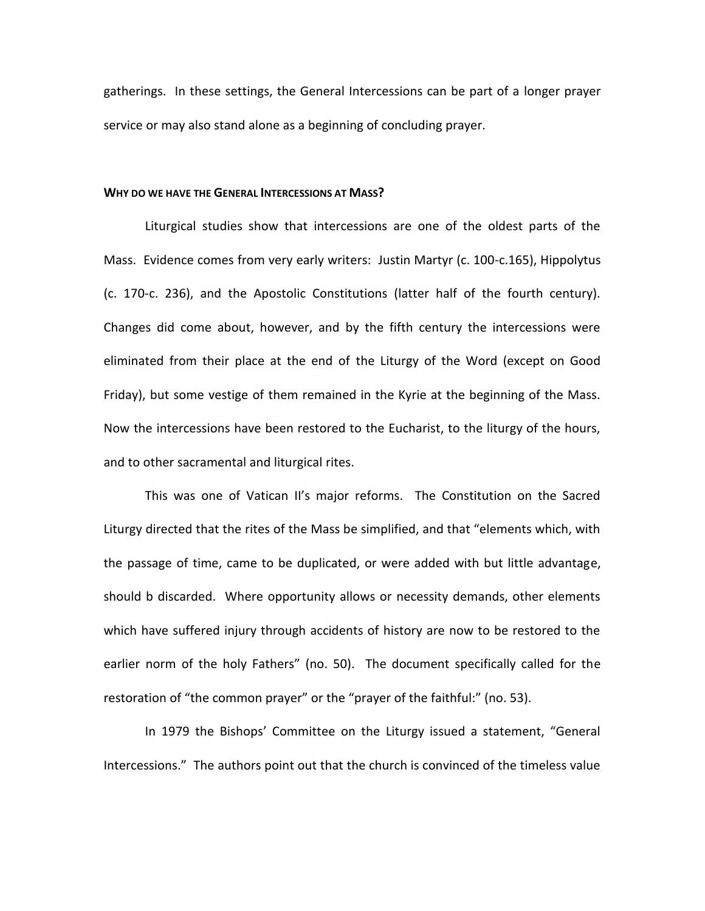gatherings. In these settings, the General Intercessions can be part of a longer prayer service or may also stand alone as a beginning of concluding prayer.

### WHY DO WE HAVE THE GENERAL INTERCESSIONS AT MASS?

Liturgical studies show that intercessions are one of the oldest parts of the Mass. Evidence comes from very early writers: Justin Martyr (c. 100-c.165), Hippolytus (c. 170-c. 236), and the Apostolic Constitutions (latter half of the fourth century). Changes did come about, however, and by the fifth century the intercessions were eliminated from their place at the end of the Liturgy of the Word (except on Good Friday), but some vestige of them remained in the Kyrie at the beginning of the Mass. Now the intercessions have been restored to the Eucharist, to the liturgy of the hours, and to other sacramental and liturgical rites.

This was one of Vatican II's major reforms. The Constitution on the Sacred Liturgy directed that the rites of the Mass be simplified, and that "elements which, with the passage of time, came to be duplicated, or were added with but little advantage, should b discarded. Where opportunity allows or necessity demands, other elements which have suffered injury through accidents of history are now to be restored to the earlier norm of the holy Fathers" (no. 50). The document specifically called for the restoration of "the common prayer" or the "prayer of the faithful:" (no. 53).

In 1979 the Bishops' Committee on the Liturgy issued a statement, "General Intercessions." The authors point out that the church is convinced of the timeless value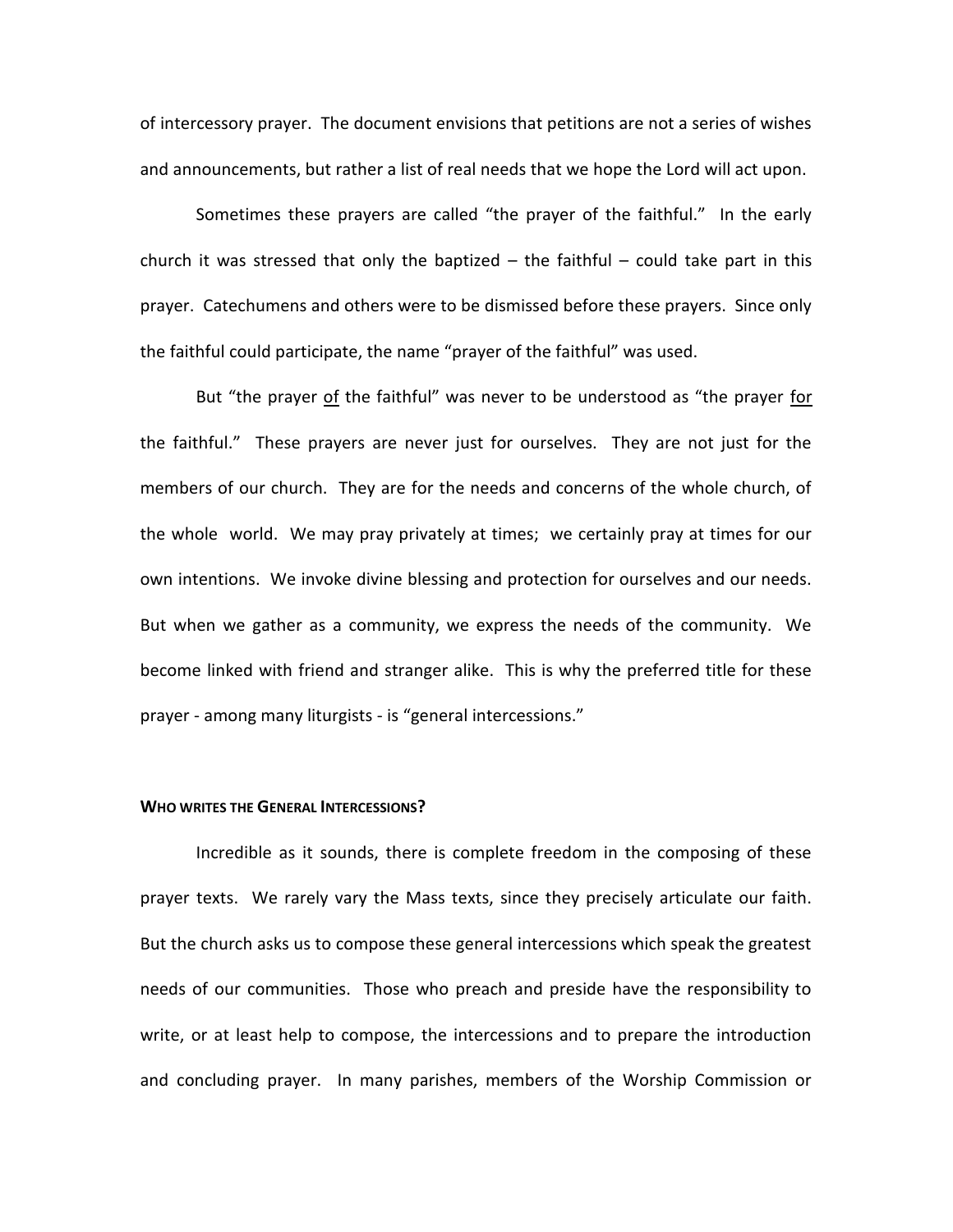of intercessory prayer. The document envisions that petitions are not a series of wishes and announcements, but rather a list of real needs that we hope the Lord will act upon.

Sometimes these prayers are called "the prayer of the faithful." In the early church it was stressed that only the baptized – the faithful – could take part in this prayer. Catechumens and others were to be dismissed before these prayers. Since only the faithful could participate, the name "prayer of the faithful" was used.

But "the prayer <u>of</u> the faithful" was never to be understood as "the prayer <u>for</u> the faithful." These prayers are never just for ourselves. They are not just for the members of our church. They are for the needs and concerns of the whole church, of the whole world. We may pray privately at times; we certainly pray at times for our own intentions. We invoke divine blessing and protection for ourselves and our needs. But when we gather as a community, we express the needs of the community. We become linked with friend and stranger alike. This is why the preferred title for these prayer - among many liturgists - is "general intercessions."

**WHO WRITES THE GENERAL INTERCESSIONS?**

Incredible as it sounds, there is complete freedom in the composing of these prayer texts. We rarely vary the Mass texts, since they precisely articulate our faith. But the church asks us to compose these general intercessions which speak the greatest needs of our communities. Those who preach and preside have the responsibility to write, or at least help to compose, the intercessions and to prepare the introduction and concluding prayer. In many parishes, members of the Worship Commission or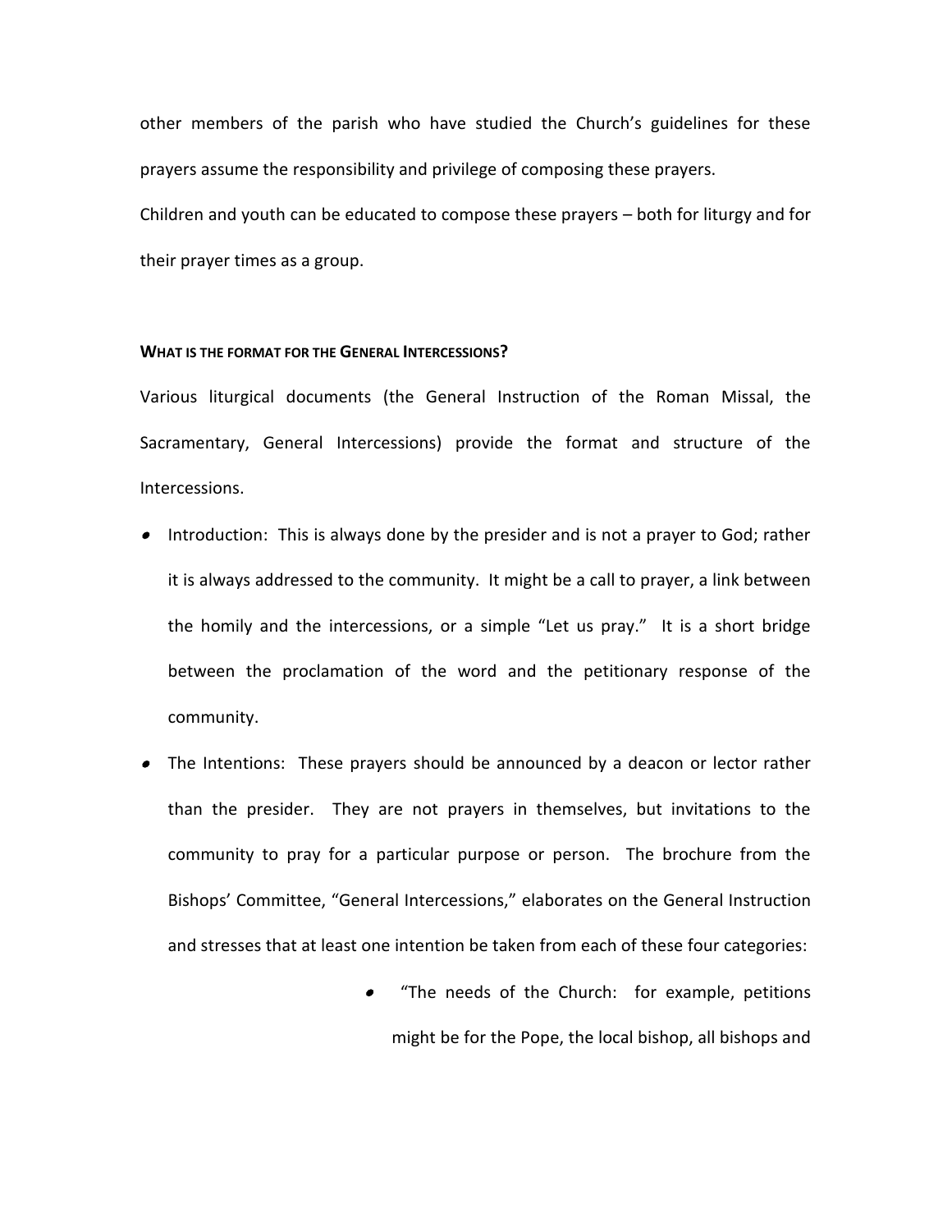other members of the parish who have studied the Church's guidelines for these prayers assume the responsibility and privilege of composing these prayers.

Children and youth can be educated to compose these prayers – both for liturgy and for their prayer times as a group.

**WHAT IS THE FORMAT FOR THE GENERAL INTERCESSIONS?**

Various liturgical documents (the General Instruction of the Roman Missal, the Sacramentary, General Intercessions) provide the format and structure of the Intercessions.

- Introduction: This is always done by the presider and is not a prayer to God; rather it is always addressed to the community. It might be a call to prayer, a link between the homily and the intercessions, or a simple "Let us pray." It is a short bridge between the proclamation of the word and the petitionary response of the community.
- The Intentions: These prayers should be announced by a deacon or lector rather than the presider. They are not prayers in themselves, but invitations to the community to pray for a particular purpose or person. The brochure from the Bishops' Committee, "General Intercessions," elaborates on the General Instruction and stresses that at least one intention be taken from each of these four categories:
    - "The needs of the Church: for example, petitions might be for the Pope, the local bishop, all bishops and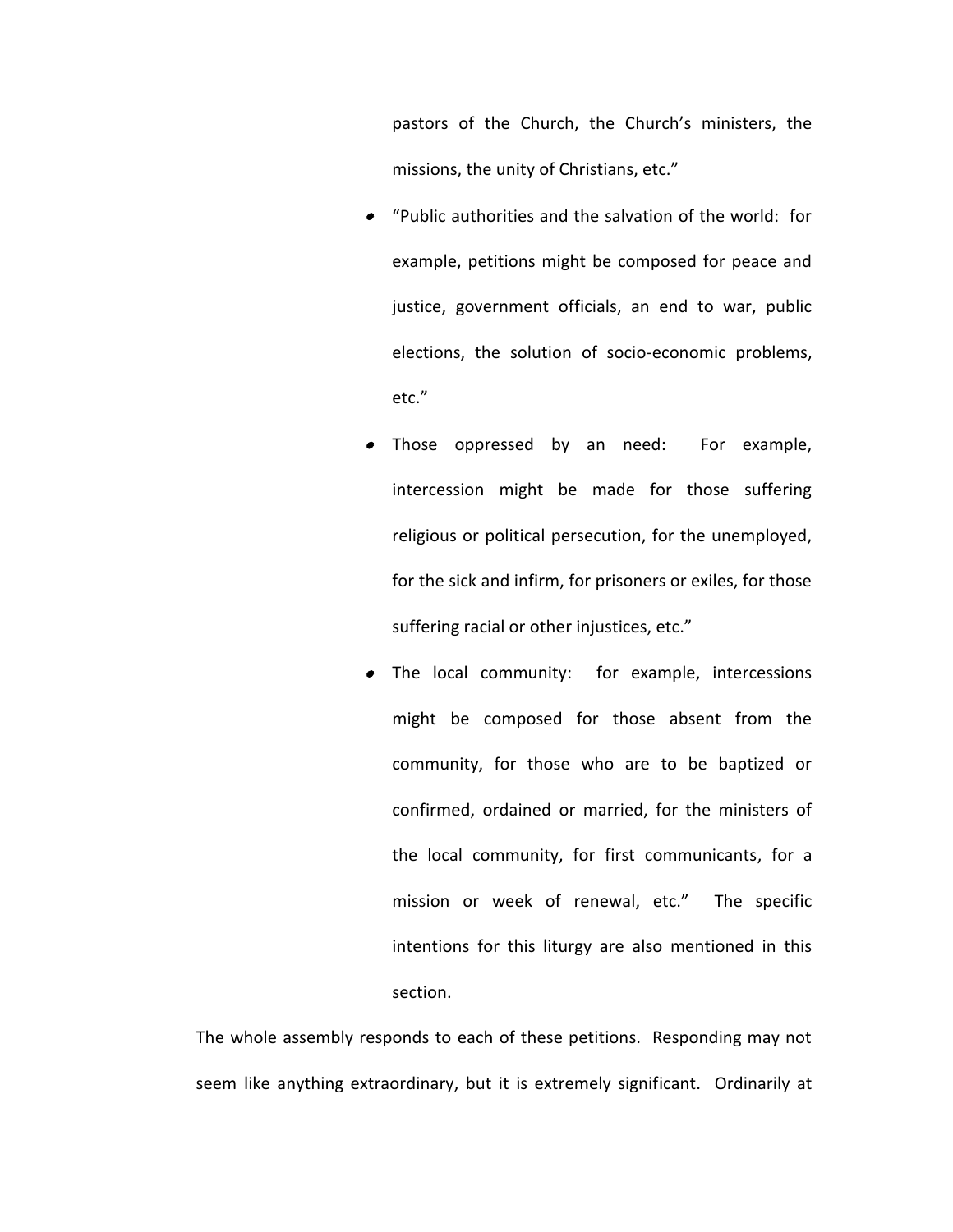pastors of the Church, the Church's ministers, the missions, the unity of Christians, etc."

- "Public authorities and the salvation of the world: for example, petitions might be composed for peace and justice, government officials, an end to war, public elections, the solution of socio-economic problems, etc."
- Those oppressed by an need: For example, intercession might be made for those suffering religious or political persecution, for the unemployed, for the sick and infirm, for prisoners or exiles, for those suffering racial or other injustices, etc."
- The local community: for example, intercessions might be composed for those absent from the community, for those who are to be baptized or confirmed, ordained or married, for the ministers of the local community, for first communicants, for a mission or week of renewal, etc." The specific intentions for this liturgy are also mentioned in this section.

The whole assembly responds to each of these petitions. Responding may not seem like anything extraordinary, but it is extremely significant. Ordinarily at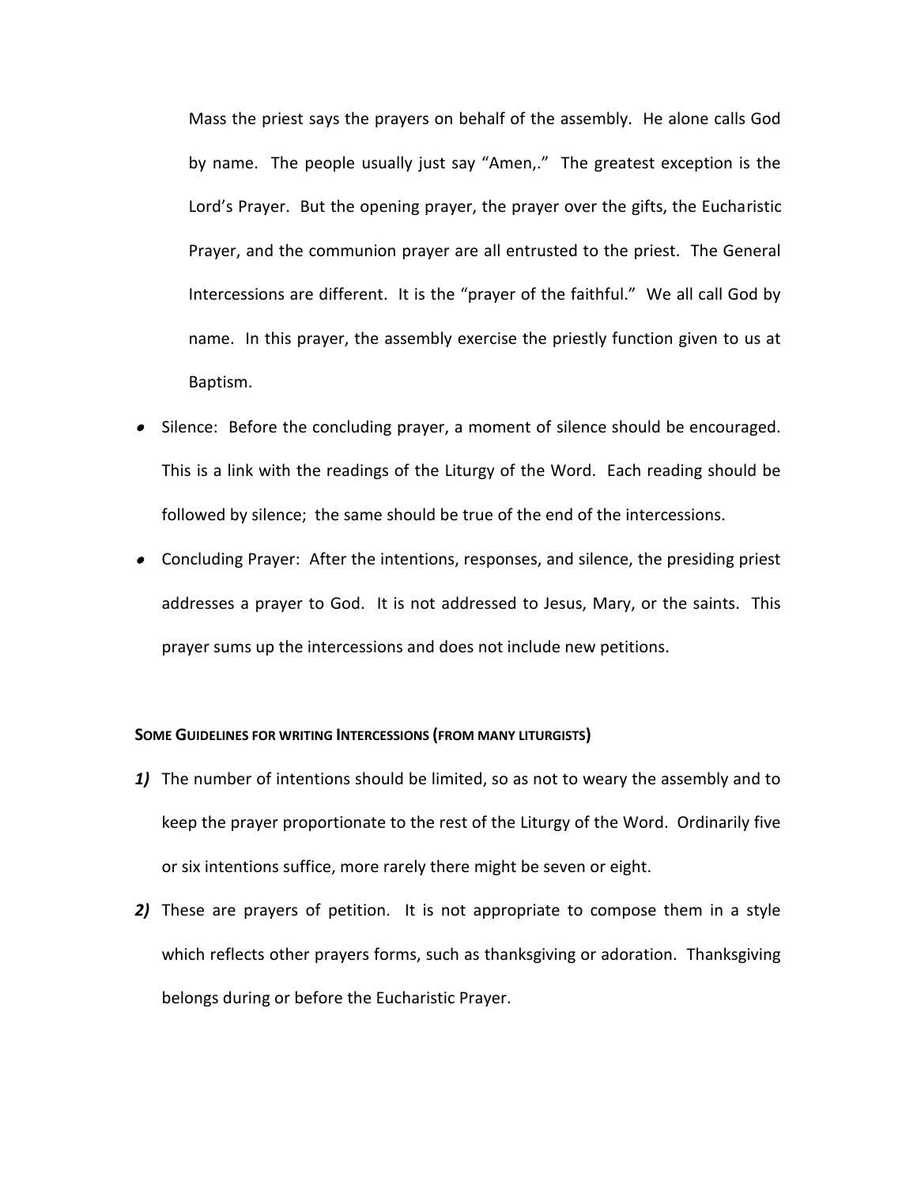Mass the priest says the prayers on behalf of the assembly. He alone calls God by name. The people usually just say "Amen,." The greatest exception is the Lord's Prayer. But the opening prayer, the prayer over the gifts, the Eucharistic Prayer, and the communion prayer are all entrusted to the priest. The General Intercessions are different. It is the "prayer of the faithful." We all call God by name. In this prayer, the assembly exercise the priestly function given to us at Baptism.

- Silence: Before the concluding prayer, a moment of silence should be encouraged. This is a link with the readings of the Liturgy of the Word. Each reading should be followed by silence; the same should be true of the end of the intercessions.
- Concluding Prayer: After the intentions, responses, and silence, the presiding priest addresses a prayer to God. It is not addressed to Jesus, Mary, or the saints. This prayer sums up the intercessions and does not include new petitions.

**SOME GUIDELINES FOR WRITING INTERCESSIONS (FROM MANY LITURGISTS)**

***1)*** The number of intentions should be limited, so as not to weary the assembly and to keep the prayer proportionate to the rest of the Liturgy of the Word. Ordinarily five or six intentions suffice, more rarely there might be seven or eight.

***2)*** These are prayers of petition. It is not appropriate to compose them in a style which reflects other prayers forms, such as thanksgiving or adoration. Thanksgiving belongs during or before the Eucharistic Prayer.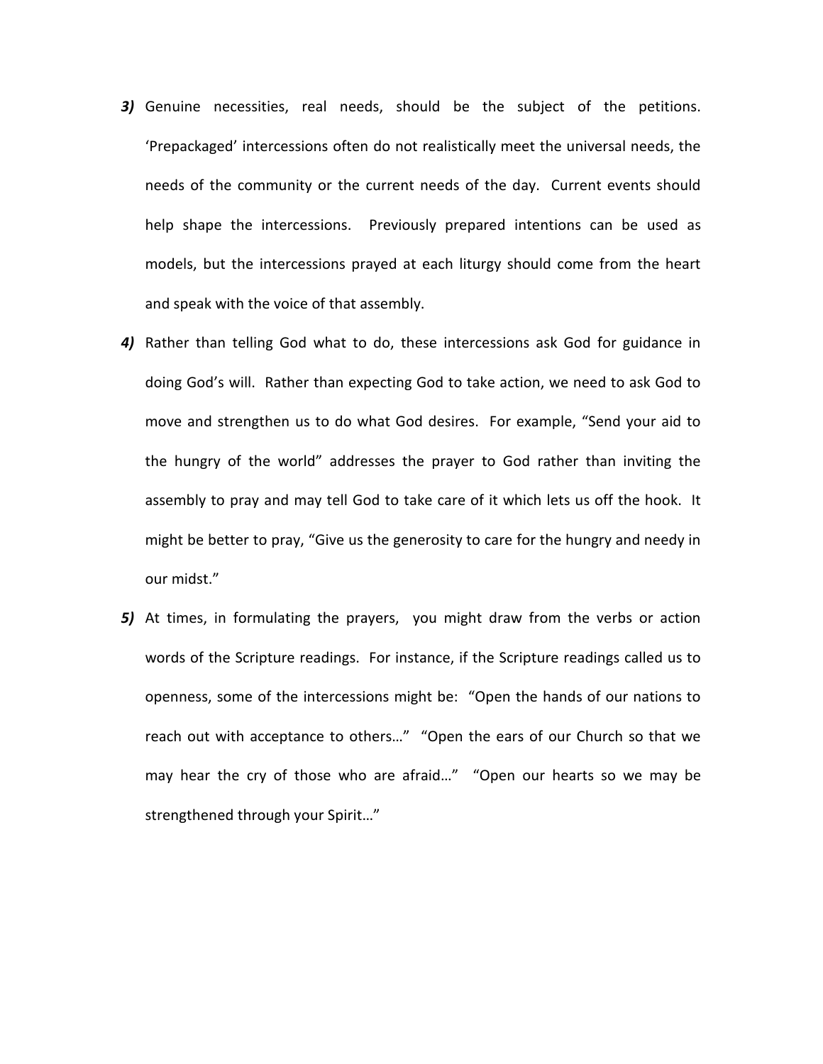***3)*** Genuine necessities, real needs, should be the subject of the petitions. 'Prepackaged' intercessions often do not realistically meet the universal needs, the needs of the community or the current needs of the day. Current events should help shape the intercessions. Previously prepared intentions can be used as models, but the intercessions prayed at each liturgy should come from the heart and speak with the voice of that assembly.

***4)*** Rather than telling God what to do, these intercessions ask God for guidance in doing God's will. Rather than expecting God to take action, we need to ask God to move and strengthen us to do what God desires. For example, "Send your aid to the hungry of the world" addresses the prayer to God rather than inviting the assembly to pray and may tell God to take care of it which lets us off the hook. It might be better to pray, "Give us the generosity to care for the hungry and needy in our midst."

***5)*** At times, in formulating the prayers, you might draw from the verbs or action words of the Scripture readings. For instance, if the Scripture readings called us to openness, some of the intercessions might be: "Open the hands of our nations to reach out with acceptance to others…" "Open the ears of our Church so that we may hear the cry of those who are afraid…" "Open our hearts so we may be strengthened through your Spirit…"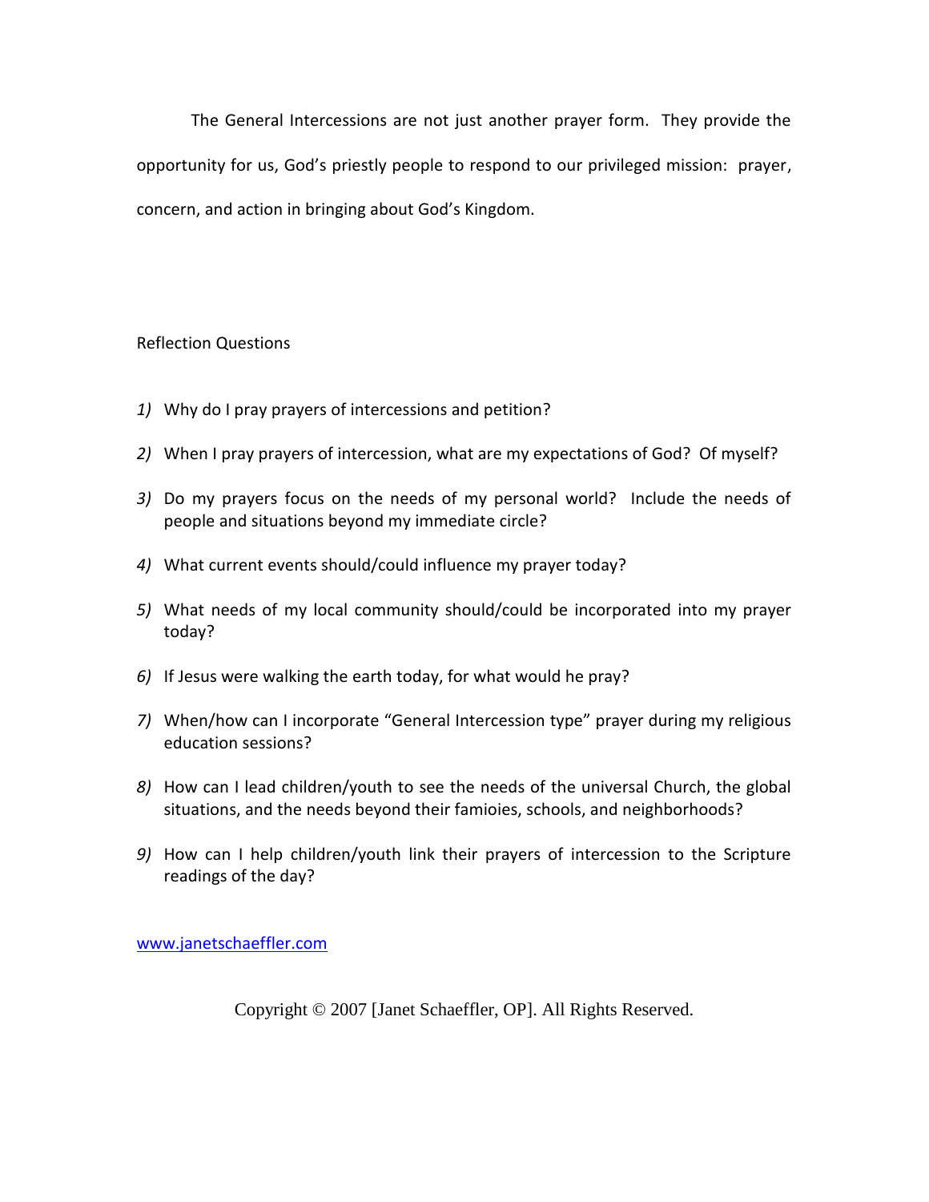The General Intercessions are not just another prayer form. They provide the opportunity for us, God's priestly people to respond to our privileged mission: prayer, concern, and action in bringing about God's Kingdom.

Reflection Questions

1) Why do I pray prayers of intercessions and petition?
2) When I pray prayers of intercession, what are my expectations of God? Of myself?
3) Do my prayers focus on the needs of my personal world? Include the needs of people and situations beyond my immediate circle?
4) What current events should/could influence my prayer today?
5) What needs of my local community should/could be incorporated into my prayer today?
6) If Jesus were walking the earth today, for what would he pray?
7) When/how can I incorporate "General Intercession type" prayer during my religious education sessions?
8) How can I lead children/youth to see the needs of the universal Church, the global situations, and the needs beyond their famioies, schools, and neighborhoods?
9) How can I help children/youth link their prayers of intercession to the Scripture readings of the day?

www.janetschaeffler.com

Copyright © 2007 [Janet Schaeffler, OP]. All Rights Reserved.